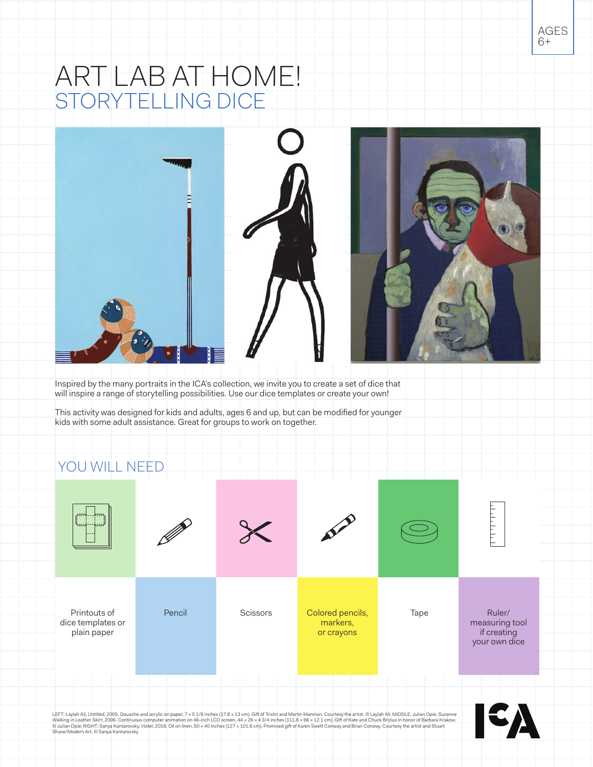AGES 6+

# ART LAB AT HOME!

## STORYTELLING DICE

Inspired by the many portraits in the ICA's collection, we invite you to create a set of dice that will inspire a range of storytelling possibilities. Use our dice templates or create your own!

This activity was designed for kids and adults, ages 6 and up, but can be modified for younger kids with some adult assistance. Great for groups to work on together.

## YOU WILL NEED

- Printouts of dice templates or plain paper
- Pencil
- Scissors
- Colored pencils, markers, or crayons
- Tape
- Ruler/ measuring tool if creating your own dice

LEFT: Laylah Ali, *Untitled*, 2005. Gouache and acrylic on paper, 7 × 5 1/8 inches (17.8 × 13 cm). Gift of Tristin and Martin Mannion. Courtesy the artist. © Laylah Ali; MIDDLE: Julian Opie, *Suzanne Walking in Leather Skirt*, 2006. Continuous computer animation on 46-inch LCD screen, 44 × 26 × 4 3/4 inches (111.8 × 66 × 12.1 cm). Gift of Kate and Chuck Brizius in honor of Barbara Krakow. © Julian Opie; RIGHT: Sanya Kantarovsky, *Violet*, 2016. Oil on linen, 50 × 40 inches (127 × 101.6 cm). Promised gift of Karen Swett Conway and Brian Conway. Courtesy the artist and Stuart Shave/Modern Art. © Sanya Kantarovsky

ICA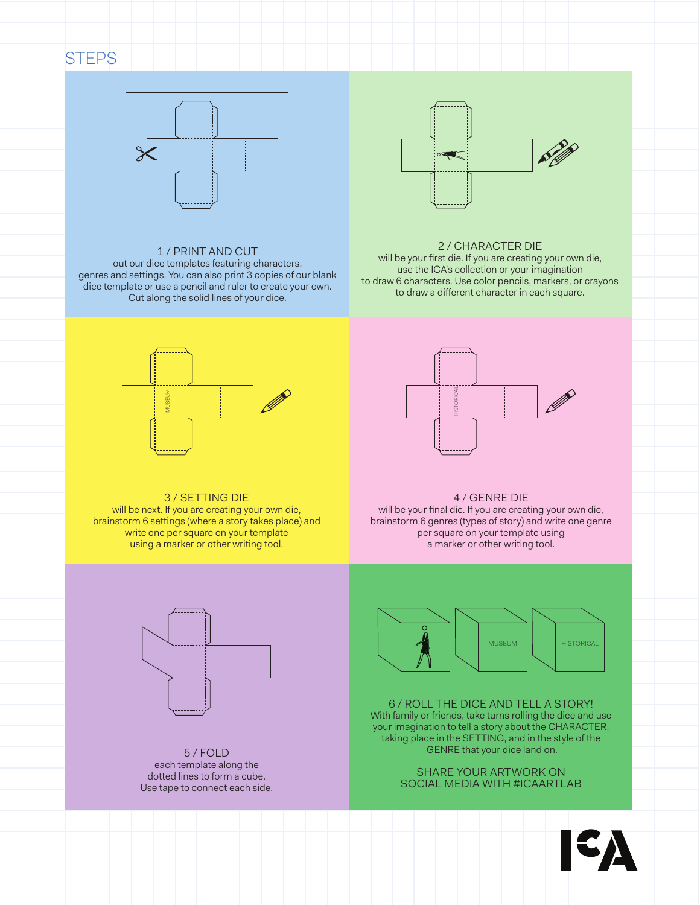## STEPS

### 1 / PRINT AND CUT

out our dice templates featuring characters, genres and settings. You can also print 3 copies of our blank dice template or use a pencil and ruler to create your own. Cut along the solid lines of your dice.

### 2 / CHARACTER DIE

will be your first die. If you are creating your own die, use the ICA's collection or your imagination to draw 6 characters. Use color pencils, markers, or crayons to draw a different character in each square.

### 3 / SETTING DIE

will be next. If you are creating your own die, brainstorm 6 settings (where a story takes place) and write one per square on your template using a marker or other writing tool.

### 4 / GENRE DIE

will be your final die. If you are creating your own die, brainstorm 6 genres (types of story) and write one genre per square on your template using a marker or other writing tool.

### 5 / FOLD

each template along the dotted lines to form a cube. Use tape to connect each side.

### 6 / ROLL THE DICE AND TELL A STORY!

With family or friends, take turns rolling the dice and use your imagination to tell a story about the CHARACTER, taking place in the SETTING, and in the style of the GENRE that your dice land on.

SHARE YOUR ARTWORK ON SOCIAL MEDIA WITH #ICAARTLAB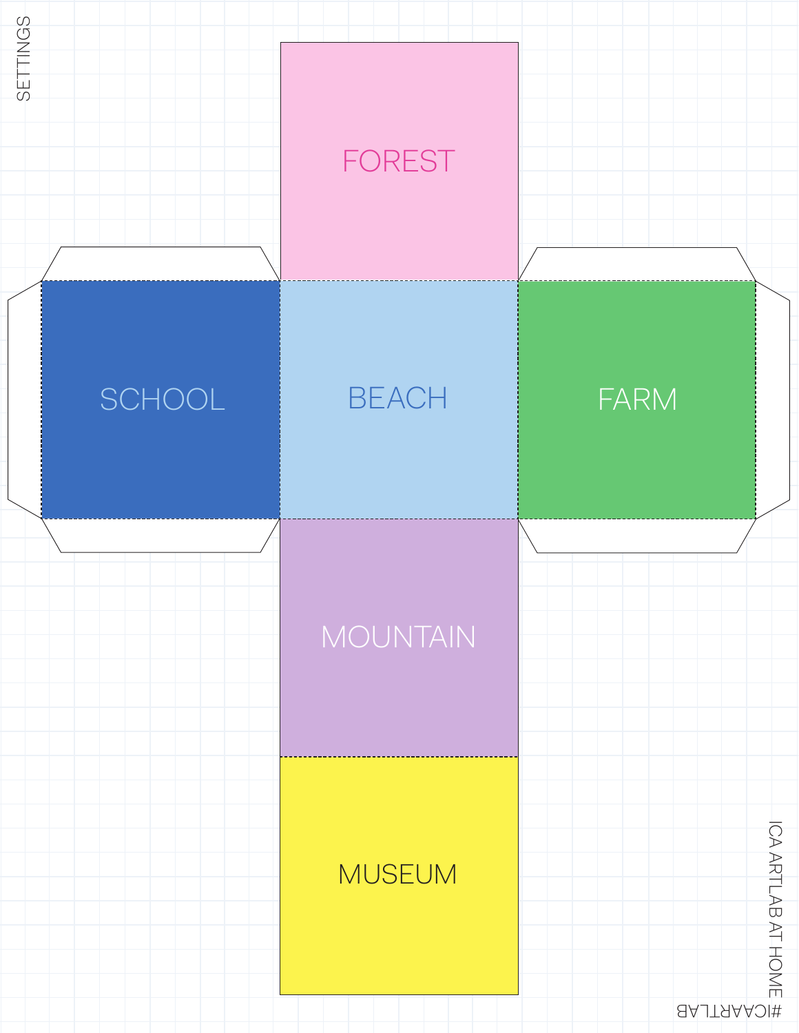SETTINGS

FOREST

SCHOOL

BEACH

FARM

MOUNTAIN

MUSEUM

ICA ARTLAB AT HOME

#ICAARTLAB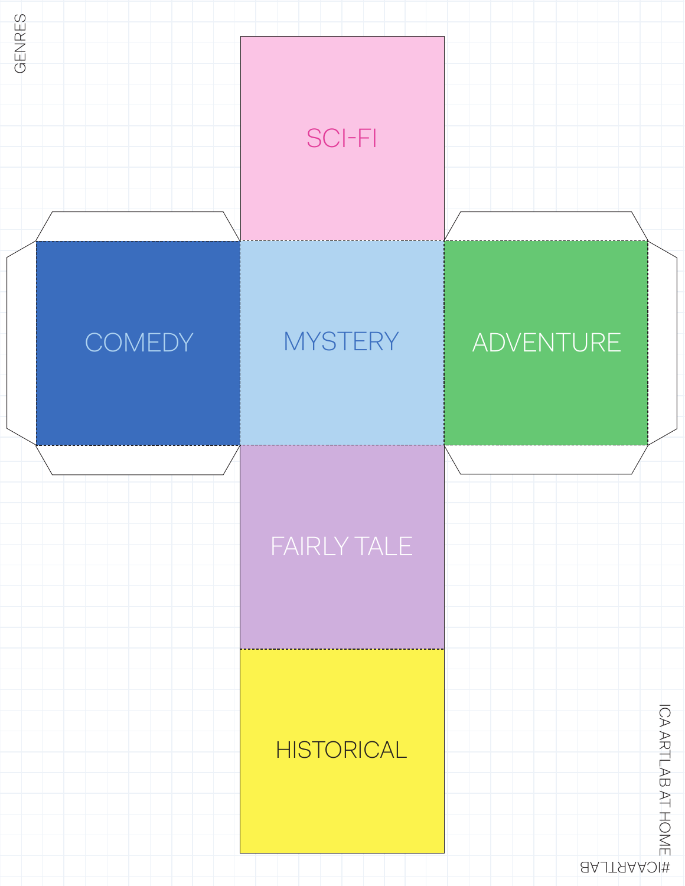GENRES

SCI-FI

COMEDY

MYSTERY

ADVENTURE

FAIRLY TALE

HISTORICAL

ICA ARTLAB AT HOME

#ICAARTLAB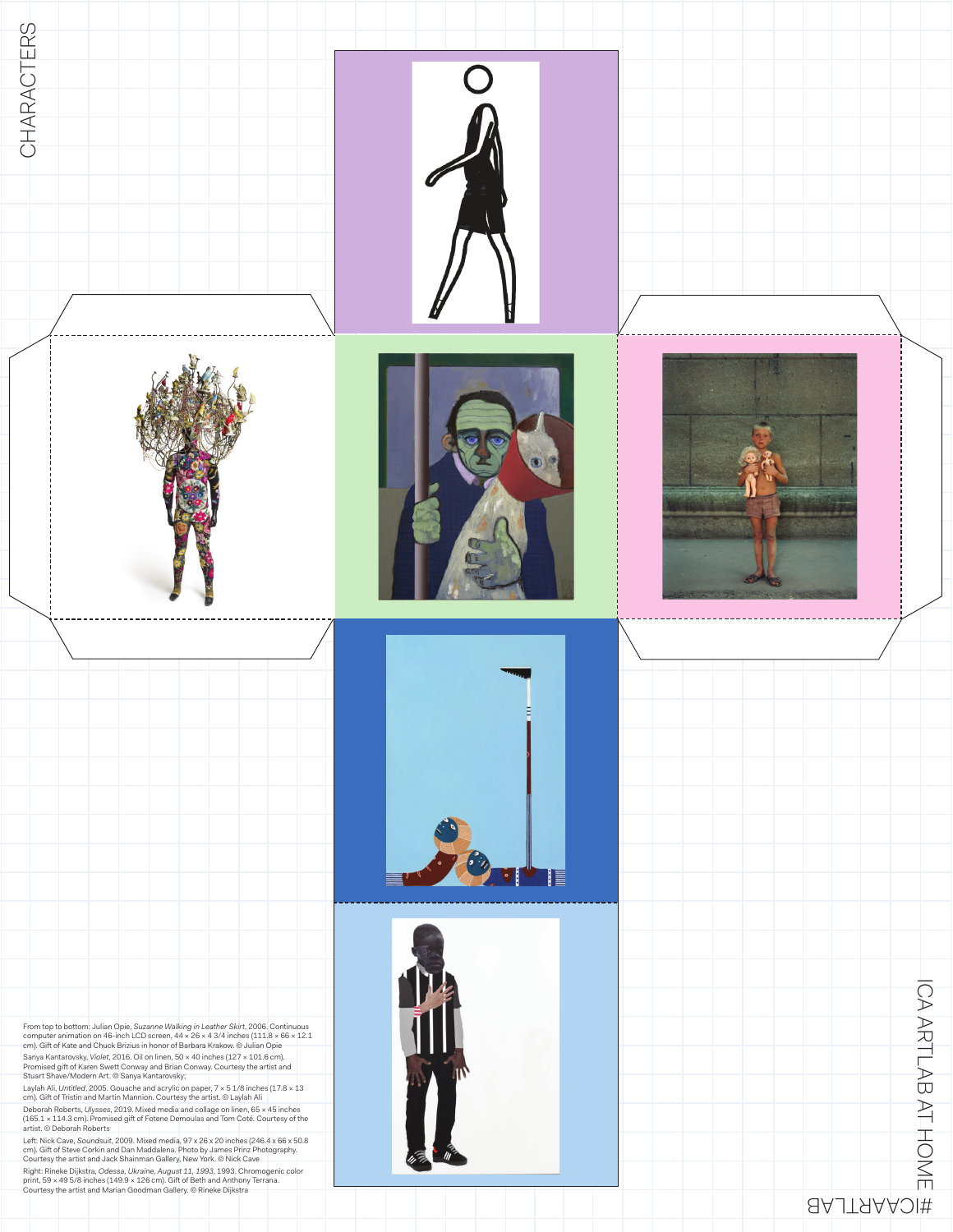# CHARACTERS

From top to bottom: Julian Opie, *Suzanne Walking in Leather Skirt*, 2006. Continuous computer animation on 46-inch LCD screen, 44 × 26 × 4 3/4 inches (111.8 × 66 × 12.1 cm). Gift of Kate and Chuck Brizius in honor of Barbara Krakow. © Julian Opie

Sanya Kantarovsky, *Violet*, 2016. Oil on linen, 50 × 40 inches (127 × 101.6 cm). Promised gift of Karen Swett Conway and Brian Conway. Courtesy the artist and Stuart Shave/Modern Art. © Sanya Kantarovsky;

Laylah Ali, *Untitled*, 2005. Gouache and acrylic on paper, 7 × 5 1/8 inches (17.8 × 13 cm). Gift of Tristin and Martin Mannion. Courtesy the artist. © Laylah Ali

Deborah Roberts, *Ulysses*, 2019. Mixed media and collage on linen, 65 × 45 inches (165.1 × 114.3 cm). Promised gift of Fotene Demoulas and Tom Coté. Courtesy of the artist. © Deborah Roberts

Left: Nick Cave, *Soundsuit*, 2009. Mixed media, 97 x 26 x 20 inches (246.4 x 66 x 50.8 cm). Gift of Steve Corkin and Dan Maddalena. Photo by James Prinz Photography. Courtesy the artist and Jack Shainman Gallery, New York. © Nick Cave

Right: Rineke Dijkstra, *Odessa, Ukraine, August 11, 1993*, 1993. Chromogenic color print, 59 × 49 5/8 inches (149.9 × 126 cm). Gift of Beth and Anthony Terrana. Courtesy the artist and Marian Goodman Gallery. © Rineke Dijkstra

ICA ARTLAB AT HOME

#ICAARTLAB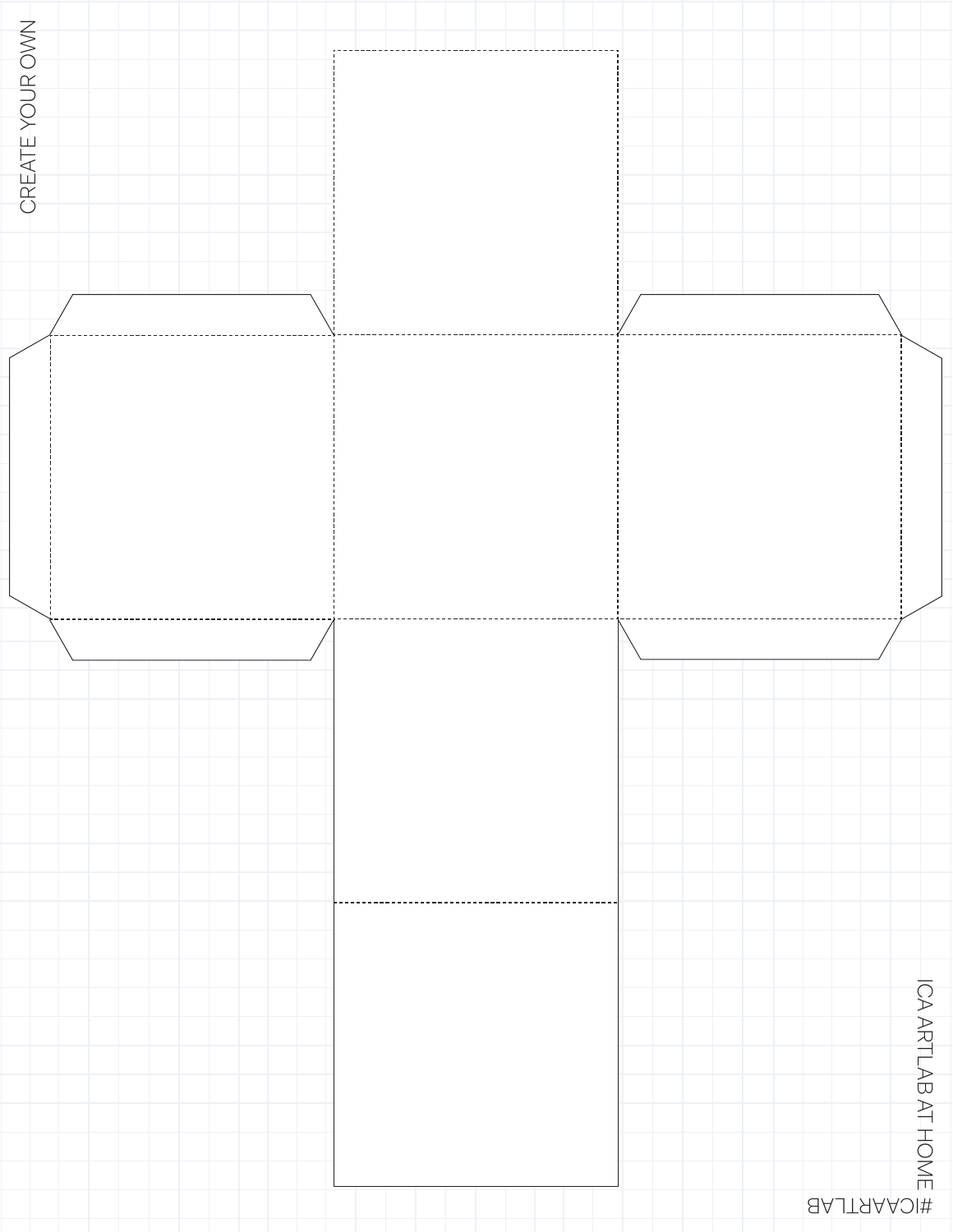CREATE YOUR OWN

ICA ARTLAB AT HOME
#ICAARTLAB